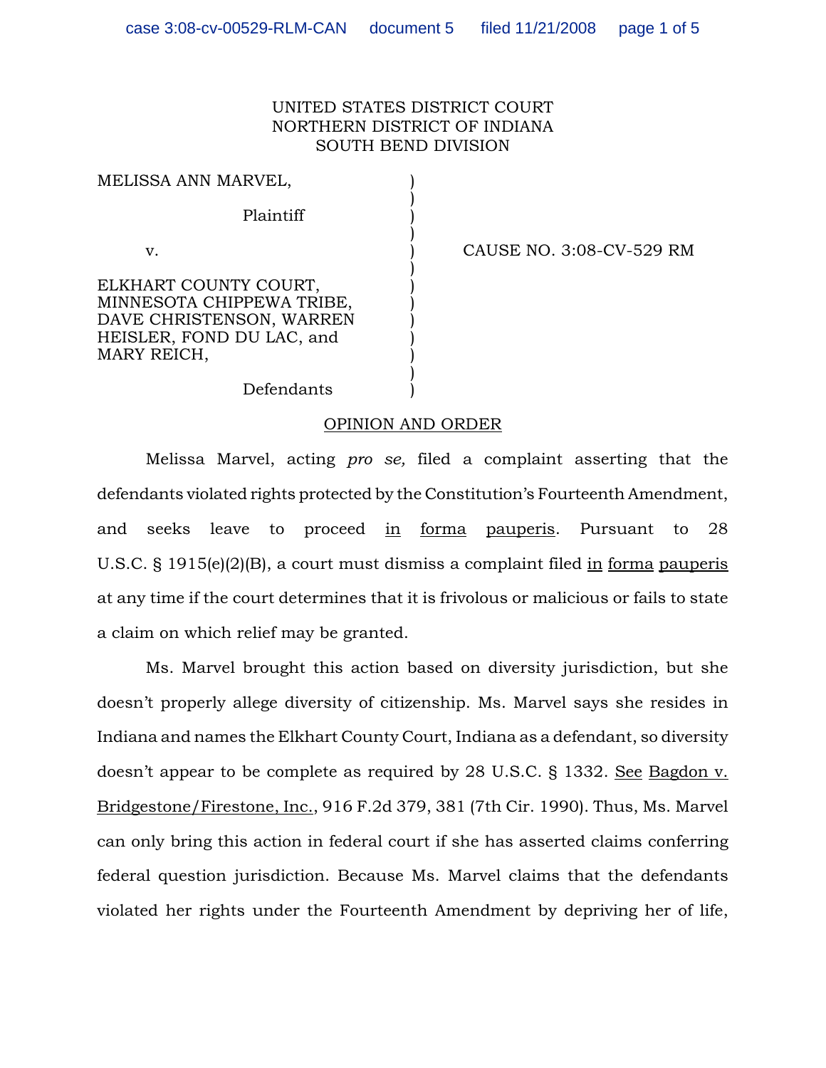UNITED STATES DISTRICT COURT
NORTHERN DISTRICT OF INDIANA
SOUTH BEND DIVISION

MELISSA ANN MARVEL,

Plaintiff

v.

ELKHART COUNTY COURT, MINNESOTA CHIPPEWA TRIBE, DAVE CHRISTENSON, WARREN HEISLER, FOND DU LAC, and MARY REICH,

Defendants

CAUSE NO. 3:08-CV-529 RM

## OPINION AND ORDER

Melissa Marvel, acting *pro se,* filed a complaint asserting that the defendants violated rights protected by the Constitution's Fourteenth Amendment, and seeks leave to proceed in forma pauperis. Pursuant to 28 U.S.C. § 1915(e)(2)(B), a court must dismiss a complaint filed in forma pauperis at any time if the court determines that it is frivolous or malicious or fails to state a claim on which relief may be granted.

Ms. Marvel brought this action based on diversity jurisdiction, but she doesn't properly allege diversity of citizenship. Ms. Marvel says she resides in Indiana and names the Elkhart County Court, Indiana as a defendant, so diversity doesn't appear to be complete as required by 28 U.S.C. § 1332. See Bagdon v. Bridgestone/Firestone, Inc., 916 F.2d 379, 381 (7th Cir. 1990). Thus, Ms. Marvel can only bring this action in federal court if she has asserted claims conferring federal question jurisdiction. Because Ms. Marvel claims that the defendants violated her rights under the Fourteenth Amendment by depriving her of life,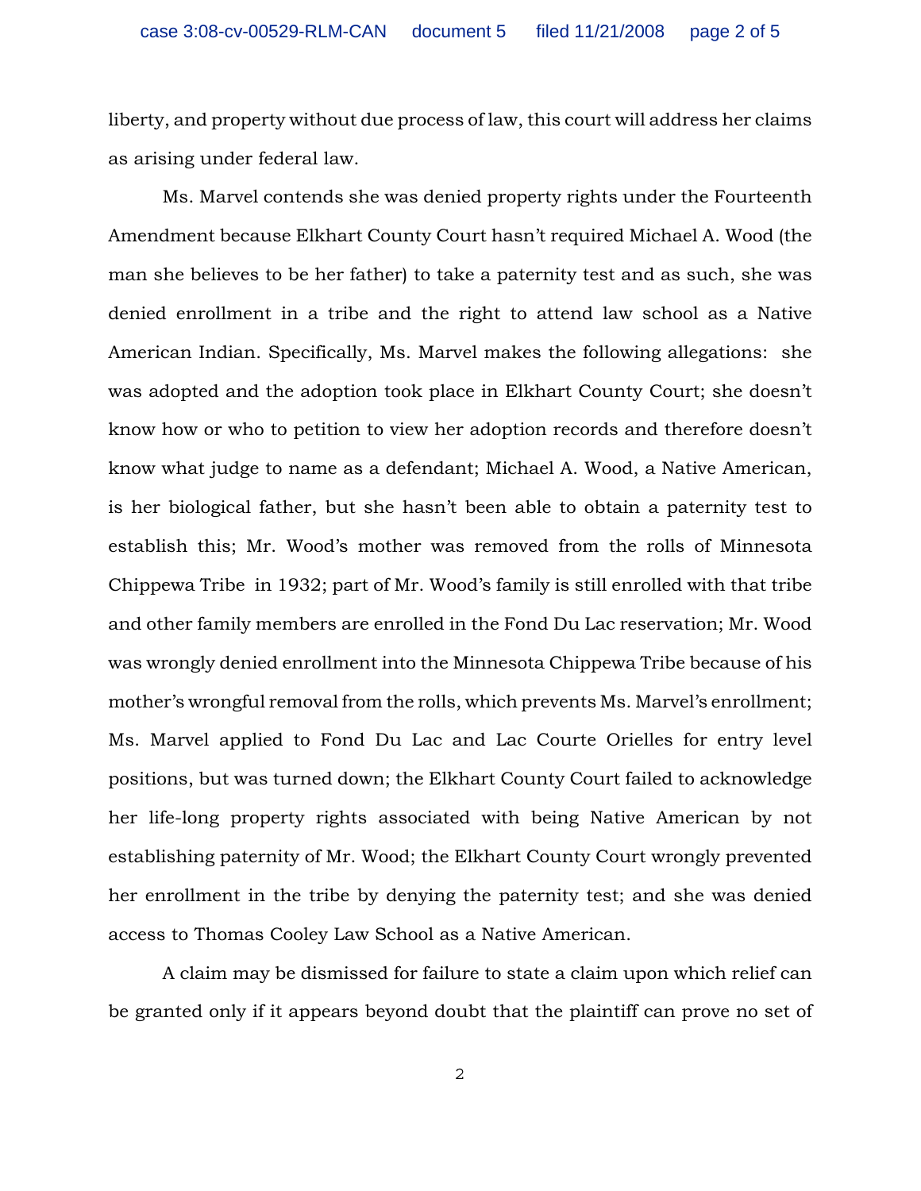liberty, and property without due process of law, this court will address her claims as arising under federal law.

Ms. Marvel contends she was denied property rights under the Fourteenth Amendment because Elkhart County Court hasn't required Michael A. Wood (the man she believes to be her father) to take a paternity test and as such, she was denied enrollment in a tribe and the right to attend law school as a Native American Indian. Specifically, Ms. Marvel makes the following allegations: she was adopted and the adoption took place in Elkhart County Court; she doesn't know how or who to petition to view her adoption records and therefore doesn't know what judge to name as a defendant; Michael A. Wood, a Native American, is her biological father, but she hasn't been able to obtain a paternity test to establish this; Mr. Wood's mother was removed from the rolls of Minnesota Chippewa Tribe in 1932; part of Mr. Wood's family is still enrolled with that tribe and other family members are enrolled in the Fond Du Lac reservation; Mr. Wood was wrongly denied enrollment into the Minnesota Chippewa Tribe because of his mother's wrongful removal from the rolls, which prevents Ms. Marvel's enrollment; Ms. Marvel applied to Fond Du Lac and Lac Courte Orielles for entry level positions, but was turned down; the Elkhart County Court failed to acknowledge her life-long property rights associated with being Native American by not establishing paternity of Mr. Wood; the Elkhart County Court wrongly prevented her enrollment in the tribe by denying the paternity test; and she was denied access to Thomas Cooley Law School as a Native American.

A claim may be dismissed for failure to state a claim upon which relief can be granted only if it appears beyond doubt that the plaintiff can prove no set of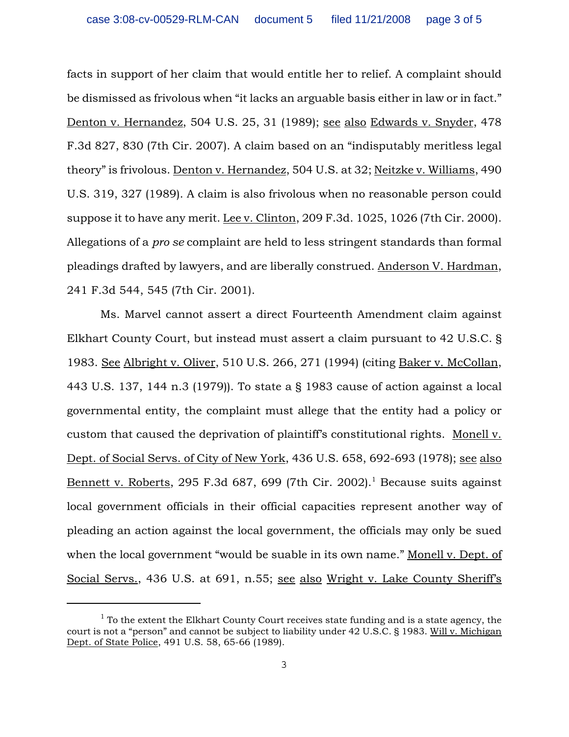facts in support of her claim that would entitle her to relief. A complaint should be dismissed as frivolous when "it lacks an arguable basis either in law or in fact." Denton v. Hernandez, 504 U.S. 25, 31 (1989); see also Edwards v. Snyder, 478 F.3d 827, 830 (7th Cir. 2007). A claim based on an "indisputably meritless legal theory" is frivolous. Denton v. Hernandez, 504 U.S. at 32; Neitzke v. Williams, 490 U.S. 319, 327 (1989). A claim is also frivolous when no reasonable person could suppose it to have any merit. Lee v. Clinton, 209 F.3d. 1025, 1026 (7th Cir. 2000). Allegations of a *pro se* complaint are held to less stringent standards than formal pleadings drafted by lawyers, and are liberally construed. Anderson V. Hardman, 241 F.3d 544, 545 (7th Cir. 2001).

Ms. Marvel cannot assert a direct Fourteenth Amendment claim against Elkhart County Court, but instead must assert a claim pursuant to 42 U.S.C. § 1983. See Albright v. Oliver, 510 U.S. 266, 271 (1994) (citing Baker v. McCollan, 443 U.S. 137, 144 n.3 (1979)). To state a § 1983 cause of action against a local governmental entity, the complaint must allege that the entity had a policy or custom that caused the deprivation of plaintiff's constitutional rights. Monell v. Dept. of Social Servs. of City of New York, 436 U.S. 658, 692-693 (1978); see also Bennett v. Roberts, 295 F.3d 687, 699 (7th Cir. 2002).[1] Because suits against local government officials in their official capacities represent another way of pleading an action against the local government, the officials may only be sued when the local government "would be suable in its own name." Monell v. Dept. of Social Servs., 436 U.S. at 691, n.55; see also Wright v. Lake County Sheriff's

---

[1] To the extent the Elkhart County Court receives state funding and is a state agency, the court is not a "person" and cannot be subject to liability under 42 U.S.C. § 1983. Will v. Michigan Dept. of State Police, 491 U.S. 58, 65-66 (1989).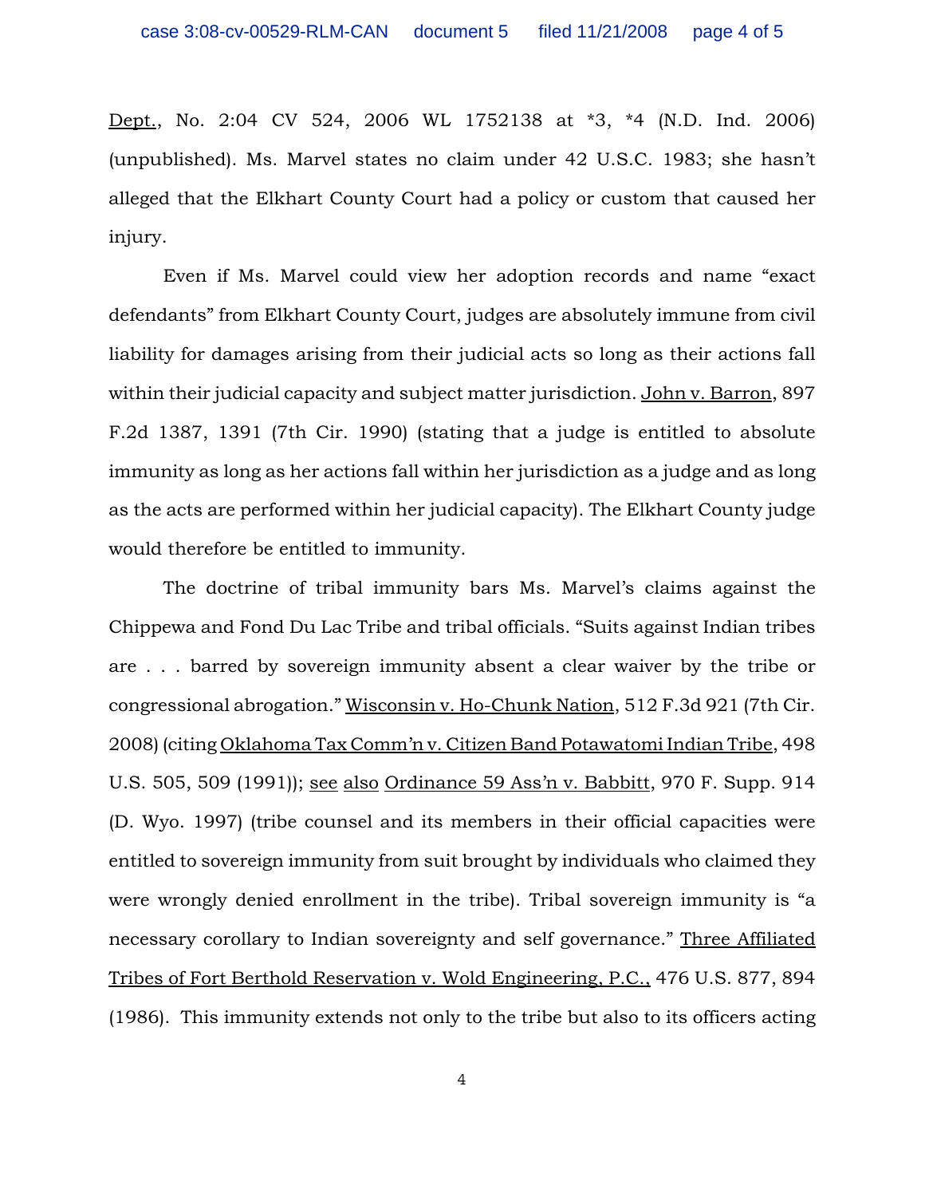Dept., No. 2:04 CV 524, 2006 WL 1752138 at *3, *4 (N.D. Ind. 2006) (unpublished). Ms. Marvel states no claim under 42 U.S.C. 1983; she hasn't alleged that the Elkhart County Court had a policy or custom that caused her injury.

Even if Ms. Marvel could view her adoption records and name "exact defendants" from Elkhart County Court, judges are absolutely immune from civil liability for damages arising from their judicial acts so long as their actions fall within their judicial capacity and subject matter jurisdiction. John v. Barron, 897 F.2d 1387, 1391 (7th Cir. 1990) (stating that a judge is entitled to absolute immunity as long as her actions fall within her jurisdiction as a judge and as long as the acts are performed within her judicial capacity). The Elkhart County judge would therefore be entitled to immunity.

The doctrine of tribal immunity bars Ms. Marvel's claims against the Chippewa and Fond Du Lac Tribe and tribal officials. "Suits against Indian tribes are . . . barred by sovereign immunity absent a clear waiver by the tribe or congressional abrogation." Wisconsin v. Ho-Chunk Nation, 512 F.3d 921 (7th Cir. 2008) (citing Oklahoma Tax Comm'n v. Citizen Band Potawatomi Indian Tribe, 498 U.S. 505, 509 (1991)); see also Ordinance 59 Ass'n v. Babbitt, 970 F. Supp. 914 (D. Wyo. 1997) (tribe counsel and its members in their official capacities were entitled to sovereign immunity from suit brought by individuals who claimed they were wrongly denied enrollment in the tribe). Tribal sovereign immunity is "a necessary corollary to Indian sovereignty and self governance." Three Affiliated Tribes of Fort Berthold Reservation v. Wold Engineering, P.C., 476 U.S. 877, 894 (1986). This immunity extends not only to the tribe but also to its officers acting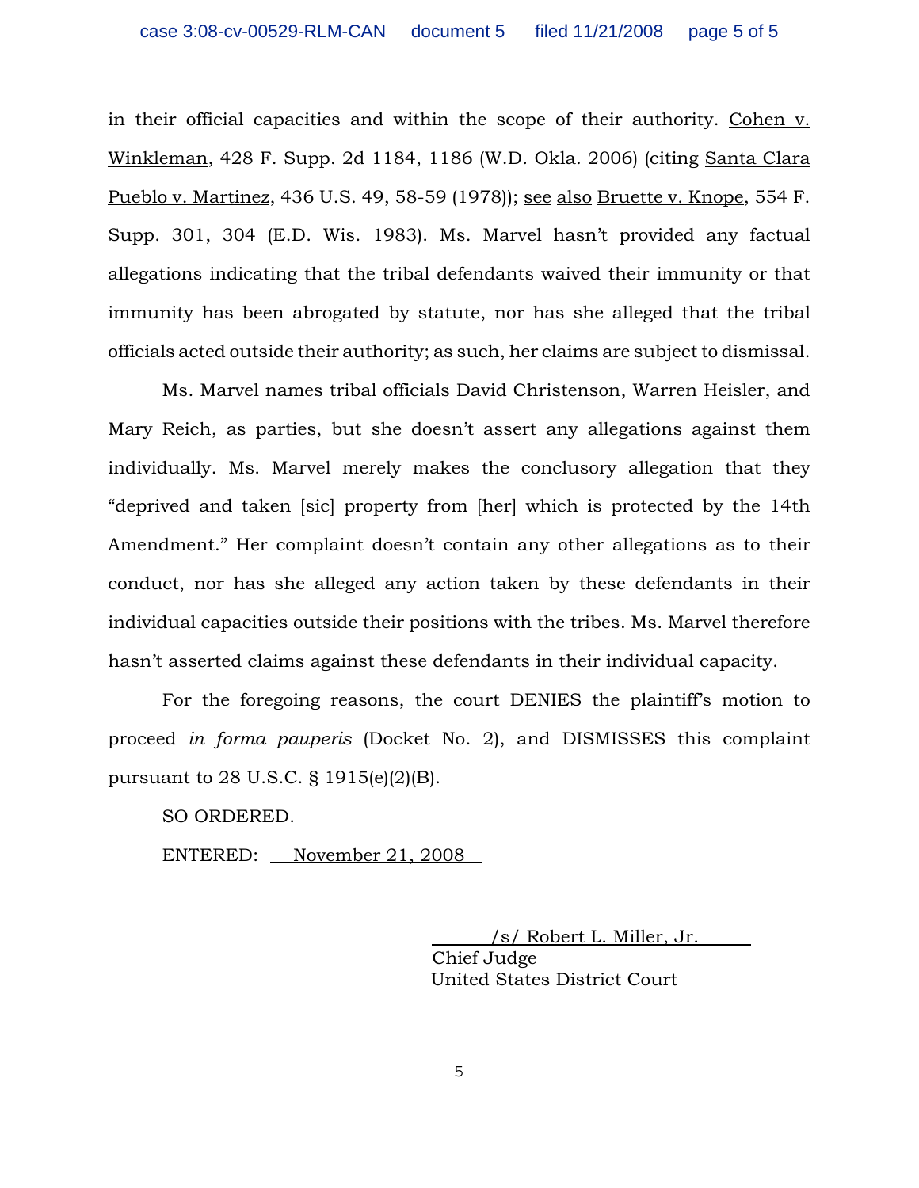in their official capacities and within the scope of their authority. Cohen v. Winkleman, 428 F. Supp. 2d 1184, 1186 (W.D. Okla. 2006) (citing Santa Clara Pueblo v. Martinez, 436 U.S. 49, 58-59 (1978)); see also Bruette v. Knope, 554 F. Supp. 301, 304 (E.D. Wis. 1983). Ms. Marvel hasn't provided any factual allegations indicating that the tribal defendants waived their immunity or that immunity has been abrogated by statute, nor has she alleged that the tribal officials acted outside their authority; as such, her claims are subject to dismissal.

Ms. Marvel names tribal officials David Christenson, Warren Heisler, and Mary Reich, as parties, but she doesn't assert any allegations against them individually. Ms. Marvel merely makes the conclusory allegation that they "deprived and taken [sic] property from [her] which is protected by the 14th Amendment." Her complaint doesn't contain any other allegations as to their conduct, nor has she alleged any action taken by these defendants in their individual capacities outside their positions with the tribes. Ms. Marvel therefore hasn't asserted claims against these defendants in their individual capacity.

For the foregoing reasons, the court DENIES the plaintiff's motion to proceed *in forma pauperis* (Docket No. 2), and DISMISSES this complaint pursuant to 28 U.S.C. § 1915(e)(2)(B).

SO ORDERED.

ENTERED: November 21, 2008

/s/ Robert L. Miller, Jr.
Chief Judge
United States District Court